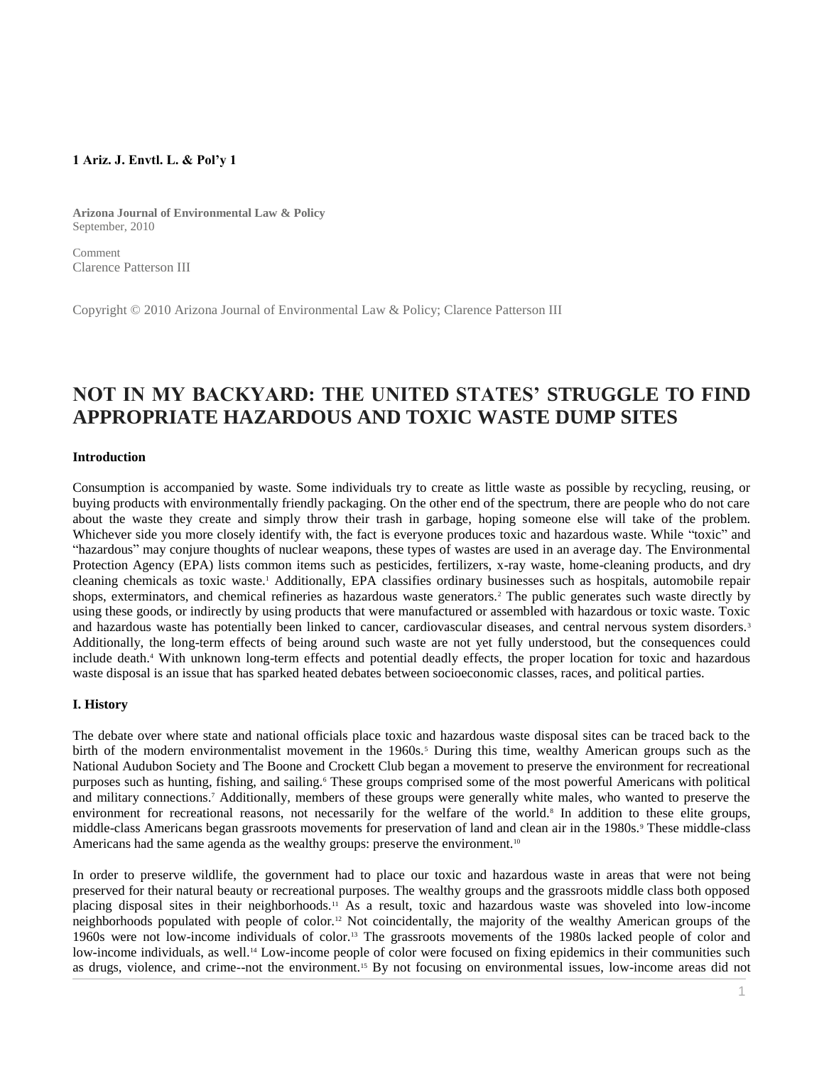**1 Ariz. J. Envtl. L. & Pol'y 1**

**Arizona Journal of Environmental Law & Policy**
September, 2010

Comment
Clarence Patterson III

Copyright © 2010 Arizona Journal of Environmental Law & Policy; Clarence Patterson III

# NOT IN MY BACKYARD: THE UNITED STATES' STRUGGLE TO FIND APPROPRIATE HAZARDOUS AND TOXIC WASTE DUMP SITES

### Introduction

Consumption is accompanied by waste. Some individuals try to create as little waste as possible by recycling, reusing, or buying products with environmentally friendly packaging. On the other end of the spectrum, there are people who do not care about the waste they create and simply throw their trash in garbage, hoping someone else will take of the problem. Whichever side you more closely identify with, the fact is everyone produces toxic and hazardous waste. While "toxic" and "hazardous" may conjure thoughts of nuclear weapons, these types of wastes are used in an average day. The Environmental Protection Agency (EPA) lists common items such as pesticides, fertilizers, x-ray waste, home-cleaning products, and dry cleaning chemicals as toxic waste.[1] Additionally, EPA classifies ordinary businesses such as hospitals, automobile repair shops, exterminators, and chemical refineries as hazardous waste generators.[2] The public generates such waste directly by using these goods, or indirectly by using products that were manufactured or assembled with hazardous or toxic waste. Toxic and hazardous waste has potentially been linked to cancer, cardiovascular diseases, and central nervous system disorders.[3] Additionally, the long-term effects of being around such waste are not yet fully understood, but the consequences could include death.[4] With unknown long-term effects and potential deadly effects, the proper location for toxic and hazardous waste disposal is an issue that has sparked heated debates between socioeconomic classes, races, and political parties.

### I. History

The debate over where state and national officials place toxic and hazardous waste disposal sites can be traced back to the birth of the modern environmentalist movement in the 1960s.[5] During this time, wealthy American groups such as the National Audubon Society and The Boone and Crockett Club began a movement to preserve the environment for recreational purposes such as hunting, fishing, and sailing.[6] These groups comprised some of the most powerful Americans with political and military connections.[7] Additionally, members of these groups were generally white males, who wanted to preserve the environment for recreational reasons, not necessarily for the welfare of the world.[8] In addition to these elite groups, middle-class Americans began grassroots movements for preservation of land and clean air in the 1980s.[9] These middle-class Americans had the same agenda as the wealthy groups: preserve the environment.[10]

In order to preserve wildlife, the government had to place our toxic and hazardous waste in areas that were not being preserved for their natural beauty or recreational purposes. The wealthy groups and the grassroots middle class both opposed placing disposal sites in their neighborhoods.[11] As a result, toxic and hazardous waste was shoveled into low-income neighborhoods populated with people of color.[12] Not coincidentally, the majority of the wealthy American groups of the 1960s were not low-income individuals of color.[13] The grassroots movements of the 1980s lacked people of color and low-income individuals, as well.[14] Low-income people of color were focused on fixing epidemics in their communities such as drugs, violence, and crime--not the environment.[15] By not focusing on environmental issues, low-income areas did not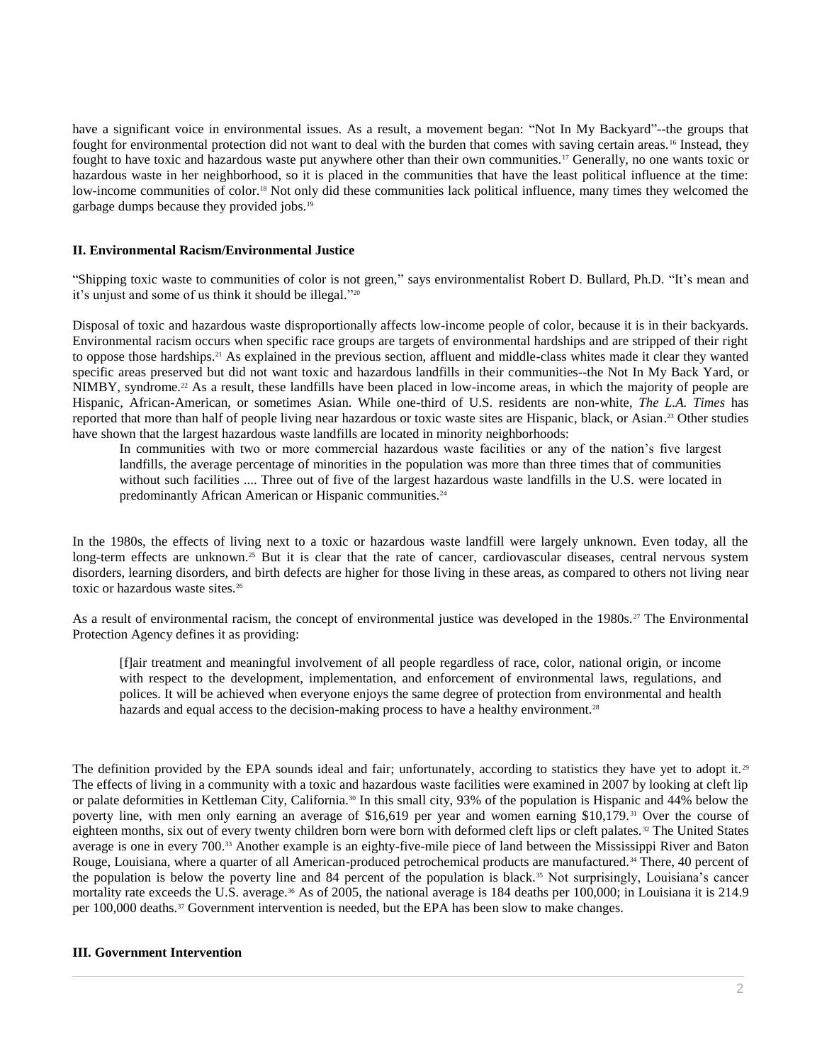have a significant voice in environmental issues. As a result, a movement began: "Not In My Backyard"--the groups that fought for environmental protection did not want to deal with the burden that comes with saving certain areas.[16] Instead, they fought to have toxic and hazardous waste put anywhere other than their own communities.[17] Generally, no one wants toxic or hazardous waste in her neighborhood, so it is placed in the communities that have the least political influence at the time: low-income communities of color.[18] Not only did these communities lack political influence, many times they welcomed the garbage dumps because they provided jobs.[19]

## II. Environmental Racism/Environmental Justice

"Shipping toxic waste to communities of color is not green," says environmentalist Robert D. Bullard, Ph.D. "It's mean and it's unjust and some of us think it should be illegal."[20]

Disposal of toxic and hazardous waste disproportionally affects low-income people of color, because it is in their backyards. Environmental racism occurs when specific race groups are targets of environmental hardships and are stripped of their right to oppose those hardships.[21] As explained in the previous section, affluent and middle-class whites made it clear they wanted specific areas preserved but did not want toxic and hazardous landfills in their communities--the Not In My Back Yard, or NIMBY, syndrome.[22] As a result, these landfills have been placed in low-income areas, in which the majority of people are Hispanic, African-American, or sometimes Asian. While one-third of U.S. residents are non-white, *The L.A. Times* has reported that more than half of people living near hazardous or toxic waste sites are Hispanic, black, or Asian.[23] Other studies have shown that the largest hazardous waste landfills are located in minority neighborhoods:

> In communities with two or more commercial hazardous waste facilities or any of the nation's five largest landfills, the average percentage of minorities in the population was more than three times that of communities without such facilities .... Three out of five of the largest hazardous waste landfills in the U.S. were located in predominantly African American or Hispanic communities.[24]

In the 1980s, the effects of living next to a toxic or hazardous waste landfill were largely unknown. Even today, all the long-term effects are unknown.[25] But it is clear that the rate of cancer, cardiovascular diseases, central nervous system disorders, learning disorders, and birth defects are higher for those living in these areas, as compared to others not living near toxic or hazardous waste sites.[26]

As a result of environmental racism, the concept of environmental justice was developed in the 1980s.[27] The Environmental Protection Agency defines it as providing:

> [f]air treatment and meaningful involvement of all people regardless of race, color, national origin, or income with respect to the development, implementation, and enforcement of environmental laws, regulations, and polices. It will be achieved when everyone enjoys the same degree of protection from environmental and health hazards and equal access to the decision-making process to have a healthy environment.[28]

The definition provided by the EPA sounds ideal and fair; unfortunately, according to statistics they have yet to adopt it.[29] The effects of living in a community with a toxic and hazardous waste facilities were examined in 2007 by looking at cleft lip or palate deformities in Kettleman City, California.[30] In this small city, 93% of the population is Hispanic and 44% below the poverty line, with men only earning an average of $16,619 per year and women earning $10,179.[31] Over the course of eighteen months, six out of every twenty children born were born with deformed cleft lips or cleft palates.[32] The United States average is one in every 700.[33] Another example is an eighty-five-mile piece of land between the Mississippi River and Baton Rouge, Louisiana, where a quarter of all American-produced petrochemical products are manufactured.[34] There, 40 percent of the population is below the poverty line and 84 percent of the population is black.[35] Not surprisingly, Louisiana's cancer mortality rate exceeds the U.S. average.[36] As of 2005, the national average is 184 deaths per 100,000; in Louisiana it is 214.9 per 100,000 deaths.[37] Government intervention is needed, but the EPA has been slow to make changes.

## III. Government Intervention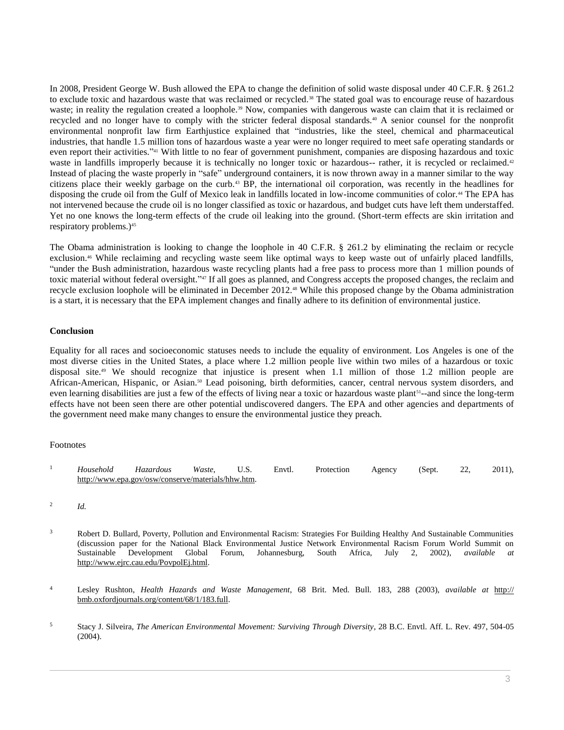In 2008, President George W. Bush allowed the EPA to change the definition of solid waste disposal under 40 C.F.R. § 261.2 to exclude toxic and hazardous waste that was reclaimed or recycled.[38] The stated goal was to encourage reuse of hazardous waste; in reality the regulation created a loophole.[39] Now, companies with dangerous waste can claim that it is reclaimed or recycled and no longer have to comply with the stricter federal disposal standards.[40] A senior counsel for the nonprofit environmental nonprofit law firm Earthjustice explained that "industries, like the steel, chemical and pharmaceutical industries, that handle 1.5 million tons of hazardous waste a year were no longer required to meet safe operating standards or even report their activities."[41] With little to no fear of government punishment, companies are disposing hazardous and toxic waste in landfills improperly because it is technically no longer toxic or hazardous-- rather, it is recycled or reclaimed.[42] Instead of placing the waste properly in "safe" underground containers, it is now thrown away in a manner similar to the way citizens place their weekly garbage on the curb.[43] BP, the international oil corporation, was recently in the headlines for disposing the crude oil from the Gulf of Mexico leak in landfills located in low-income communities of color.[44] The EPA has not intervened because the crude oil is no longer classified as toxic or hazardous, and budget cuts have left them understaffed. Yet no one knows the long-term effects of the crude oil leaking into the ground. (Short-term effects are skin irritation and respiratory problems.)[45]

The Obama administration is looking to change the loophole in 40 C.F.R. § 261.2 by eliminating the reclaim or recycle exclusion.[46] While reclaiming and recycling waste seem like optimal ways to keep waste out of unfairly placed landfills, "under the Bush administration, hazardous waste recycling plants had a free pass to process more than 1 million pounds of toxic material without federal oversight."[47] If all goes as planned, and Congress accepts the proposed changes, the reclaim and recycle exclusion loophole will be eliminated in December 2012.[48] While this proposed change by the Obama administration is a start, it is necessary that the EPA implement changes and finally adhere to its definition of environmental justice.

**Conclusion**

Equality for all races and socioeconomic statuses needs to include the equality of environment. Los Angeles is one of the most diverse cities in the United States, a place where 1.2 million people live within two miles of a hazardous or toxic disposal site.[49] We should recognize that injustice is present when 1.1 million of those 1.2 million people are African-American, Hispanic, or Asian.[50] Lead poisoning, birth deformities, cancer, central nervous system disorders, and even learning disabilities are just a few of the effects of living near a toxic or hazardous waste plant[51]--and since the long-term effects have not been seen there are other potential undiscovered dangers. The EPA and other agencies and departments of the government need make many changes to ensure the environmental justice they preach.

Footnotes

1. *Household Hazardous Waste*, U.S. Envtl. Protection Agency (Sept. 22, 2011), http://www.epa.gov/osw/conserve/materials/hhw.htm.

2. *Id.*

3. Robert D. Bullard, Poverty, Pollution and Environmental Racism: Strategies For Building Healthy And Sustainable Communities (discussion paper for the National Black Environmental Justice Network Environmental Racism Forum World Summit on Sustainable Development Global Forum, Johannesburg, South Africa, July 2, 2002), *available at* http://www.ejrc.cau.edu/PovpolEj.html.

4. Lesley Rushton, *Health Hazards and Waste Management*, 68 Brit. Med. Bull. 183, 288 (2003), *available at* http://bmb.oxfordjournals.org/content/68/1/183.full.

5. Stacy J. Silveira, *The American Environmental Movement: Surviving Through Diversity*, 28 B.C. Envtl. Aff. L. Rev. 497, 504-05 (2004).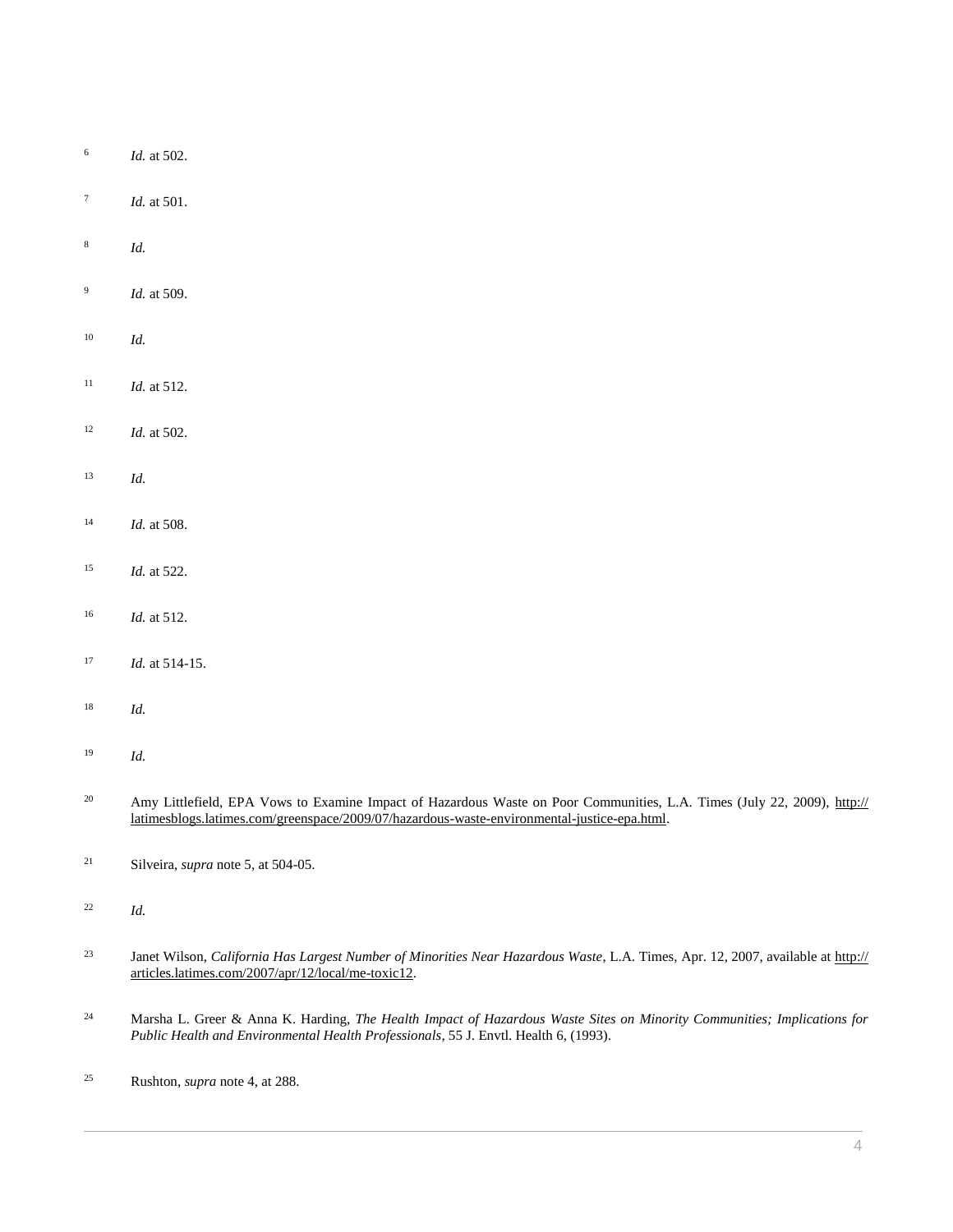6 *Id.* at 502.

7 *Id.* at 501.

8 *Id.*

9 *Id.* at 509.

10 *Id.*

11 *Id.* at 512.

12 *Id.* at 502.

13 *Id.*

14 *Id.* at 508.

15 *Id.* at 522.

16 *Id.* at 512.

17 *Id.* at 514-15.

18 *Id.*

19 *Id.*

20 Amy Littlefield, EPA Vows to Examine Impact of Hazardous Waste on Poor Communities, L.A. Times (July 22, 2009), http://latimesblogs.latimes.com/greenspace/2009/07/hazardous-waste-environmental-justice-epa.html.

21 Silveira, *supra* note 5, at 504-05.

22 *Id.*

23 Janet Wilson, *California Has Largest Number of Minorities Near Hazardous Waste*, L.A. Times, Apr. 12, 2007, available at http://articles.latimes.com/2007/apr/12/local/me-toxic12.

24 Marsha L. Greer & Anna K. Harding, *The Health Impact of Hazardous Waste Sites on Minority Communities; Implications for Public Health and Environmental Health Professionals*, 55 J. Envtl. Health 6, (1993).

25 Rushton, *supra* note 4, at 288.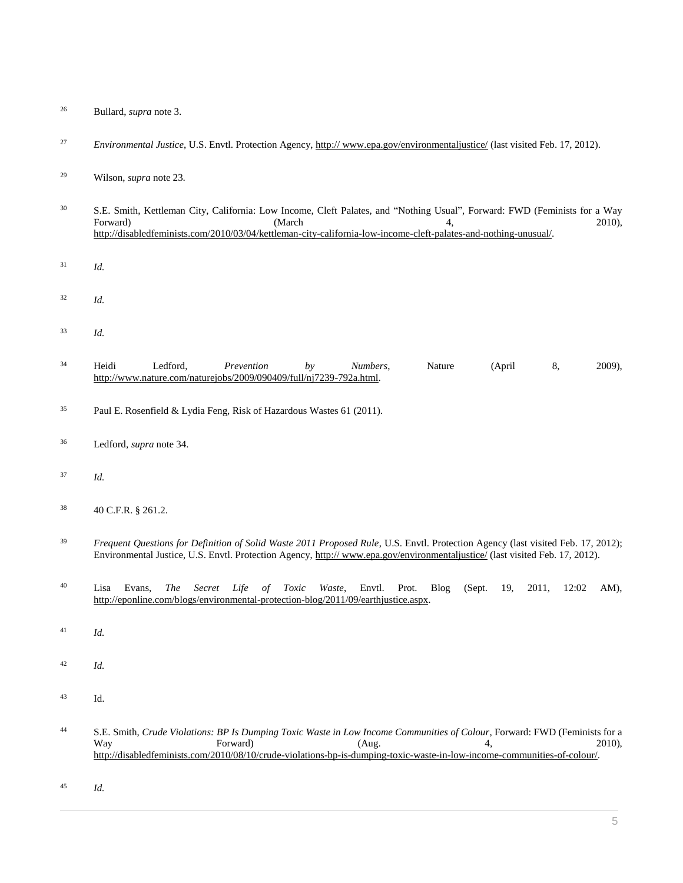26 Bullard, *supra* note 3.

27 *Environmental Justice*, U.S. Envtl. Protection Agency, http:// www.epa.gov/environmentaljustice/ (last visited Feb. 17, 2012).

29 Wilson, *supra* note 23.

30 S.E. Smith, Kettleman City, California: Low Income, Cleft Palates, and "Nothing Usual", Forward: FWD (Feminists for a Way Forward) (March 4, 2010), http://disabledfeminists.com/2010/03/04/kettleman-city-california-low-income-cleft-palates-and-nothing-unusual/.

31 *Id.*

32 *Id.*

33 *Id.*

34 Heidi Ledford, *Prevention by Numbers*, Nature (April 8, 2009), http://www.nature.com/naturejobs/2009/090409/full/nj7239-792a.html.

35 Paul E. Rosenfield & Lydia Feng, Risk of Hazardous Wastes 61 (2011).

36 Ledford, *supra* note 34.

37 *Id.*

38 40 C.F.R. § 261.2.

39 *Frequent Questions for Definition of Solid Waste 2011 Proposed Rule*, U.S. Envtl. Protection Agency (last visited Feb. 17, 2012); Environmental Justice, U.S. Envtl. Protection Agency, http:// www.epa.gov/environmentaljustice/ (last visited Feb. 17, 2012).

40 Lisa Evans, *The Secret Life of Toxic Waste*, Envtl. Prot. Blog (Sept. 19, 2011, 12:02 AM), http://eponline.com/blogs/environmental-protection-blog/2011/09/earthjustice.aspx.

41 *Id.*

42 *Id.*

43 Id.

44 S.E. Smith, *Crude Violations: BP Is Dumping Toxic Waste in Low Income Communities of Colour*, Forward: FWD (Feminists for a Way Forward) (Aug. 4, 2010), http://disabledfeminists.com/2010/08/10/crude-violations-bp-is-dumping-toxic-waste-in-low-income-communities-of-colour/.

45 *Id.*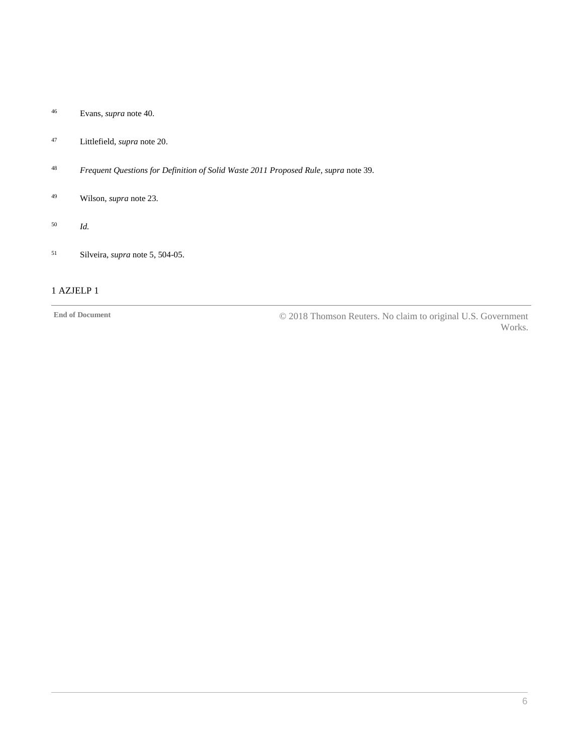[46] Evans, *supra* note 40.

[47] Littlefield, *supra* note 20.

[48] *Frequent Questions for Definition of Solid Waste 2011 Proposed Rule, supra* note 39.

[49] Wilson, *supra* note 23.

[50] *Id.*

[51] Silveira, *supra* note 5, 504-05.

1 AZJELP 1

**End of Document** © 2018 Thomson Reuters. No claim to original U.S. Government Works.